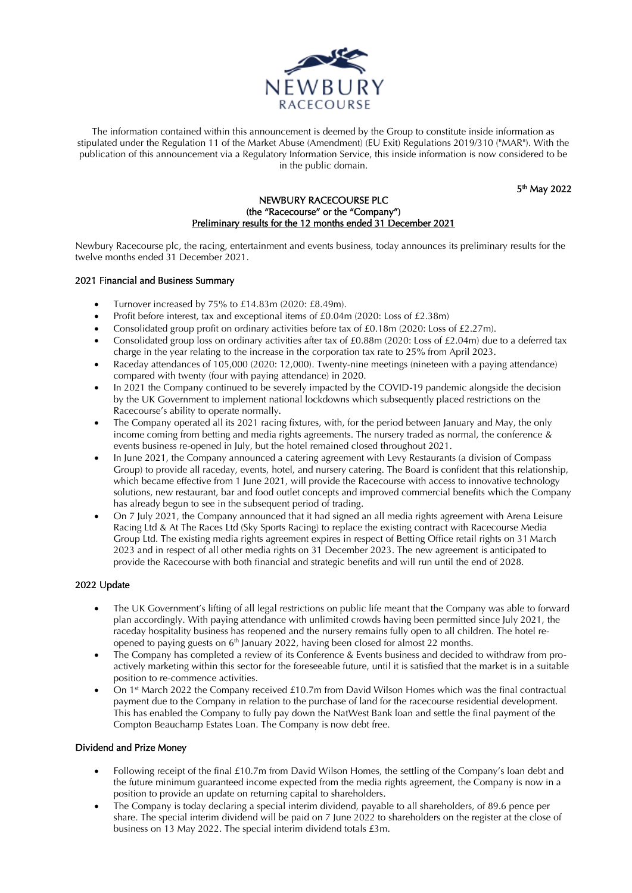NEWBURY RACECOURSE

The information contained within this announcement is deemed by the Group to constitute inside information as stipulated under the Regulation 11 of the Market Abuse (Amendment) (EU Exit) Regulations 2019/310 ("MAR"). With the publication of this announcement via a Regulatory Information Service, this inside information is now considered to be in the public domain.

5th May 2022

**NEWBURY RACECOURSE PLC**
**(the "Racecourse" or the "Company")**
**Preliminary results for the 12 months ended 31 December 2021**

Newbury Racecourse plc, the racing, entertainment and events business, today announces its preliminary results for the twelve months ended 31 December 2021.

## 2021 Financial and Business Summary

- Turnover increased by 75% to £14.83m (2020: £8.49m).
- Profit before interest, tax and exceptional items of £0.04m (2020: Loss of £2.38m)
- Consolidated group profit on ordinary activities before tax of £0.18m (2020: Loss of £2.27m).
- Consolidated group loss on ordinary activities after tax of £0.88m (2020: Loss of £2.04m) due to a deferred tax charge in the year relating to the increase in the corporation tax rate to 25% from April 2023.
- Raceday attendances of 105,000 (2020: 12,000). Twenty-nine meetings (nineteen with a paying attendance) compared with twenty (four with paying attendance) in 2020.
- In 2021 the Company continued to be severely impacted by the COVID-19 pandemic alongside the decision by the UK Government to implement national lockdowns which subsequently placed restrictions on the Racecourse's ability to operate normally.
- The Company operated all its 2021 racing fixtures, with, for the period between January and May, the only income coming from betting and media rights agreements. The nursery traded as normal, the conference & events business re-opened in July, but the hotel remained closed throughout 2021.
- In June 2021, the Company announced a catering agreement with Levy Restaurants (a division of Compass Group) to provide all raceday, events, hotel, and nursery catering. The Board is confident that this relationship, which became effective from 1 June 2021, will provide the Racecourse with access to innovative technology solutions, new restaurant, bar and food outlet concepts and improved commercial benefits which the Company has already begun to see in the subsequent period of trading.
- On 7 July 2021, the Company announced that it had signed an all media rights agreement with Arena Leisure Racing Ltd & At The Races Ltd (Sky Sports Racing) to replace the existing contract with Racecourse Media Group Ltd. The existing media rights agreement expires in respect of Betting Office retail rights on 31 March 2023 and in respect of all other media rights on 31 December 2023. The new agreement is anticipated to provide the Racecourse with both financial and strategic benefits and will run until the end of 2028.

## 2022 Update

- The UK Government's lifting of all legal restrictions on public life meant that the Company was able to forward plan accordingly. With paying attendance with unlimited crowds having been permitted since July 2021, the raceday hospitality business has reopened and the nursery remains fully open to all children. The hotel re-opened to paying guests on 6th January 2022, having been closed for almost 22 months.
- The Company has completed a review of its Conference & Events business and decided to withdraw from pro-actively marketing within this sector for the foreseeable future, until it is satisfied that the market is in a suitable position to re-commence activities.
- On 1st March 2022 the Company received £10.7m from David Wilson Homes which was the final contractual payment due to the Company in relation to the purchase of land for the racecourse residential development. This has enabled the Company to fully pay down the NatWest Bank loan and settle the final payment of the Compton Beauchamp Estates Loan. The Company is now debt free.

## Dividend and Prize Money

- Following receipt of the final £10.7m from David Wilson Homes, the settling of the Company's loan debt and the future minimum guaranteed income expected from the media rights agreement, the Company is now in a position to provide an update on returning capital to shareholders.
- The Company is today declaring a special interim dividend, payable to all shareholders, of 89.6 pence per share. The special interim dividend will be paid on 7 June 2022 to shareholders on the register at the close of business on 13 May 2022. The special interim dividend totals £3m.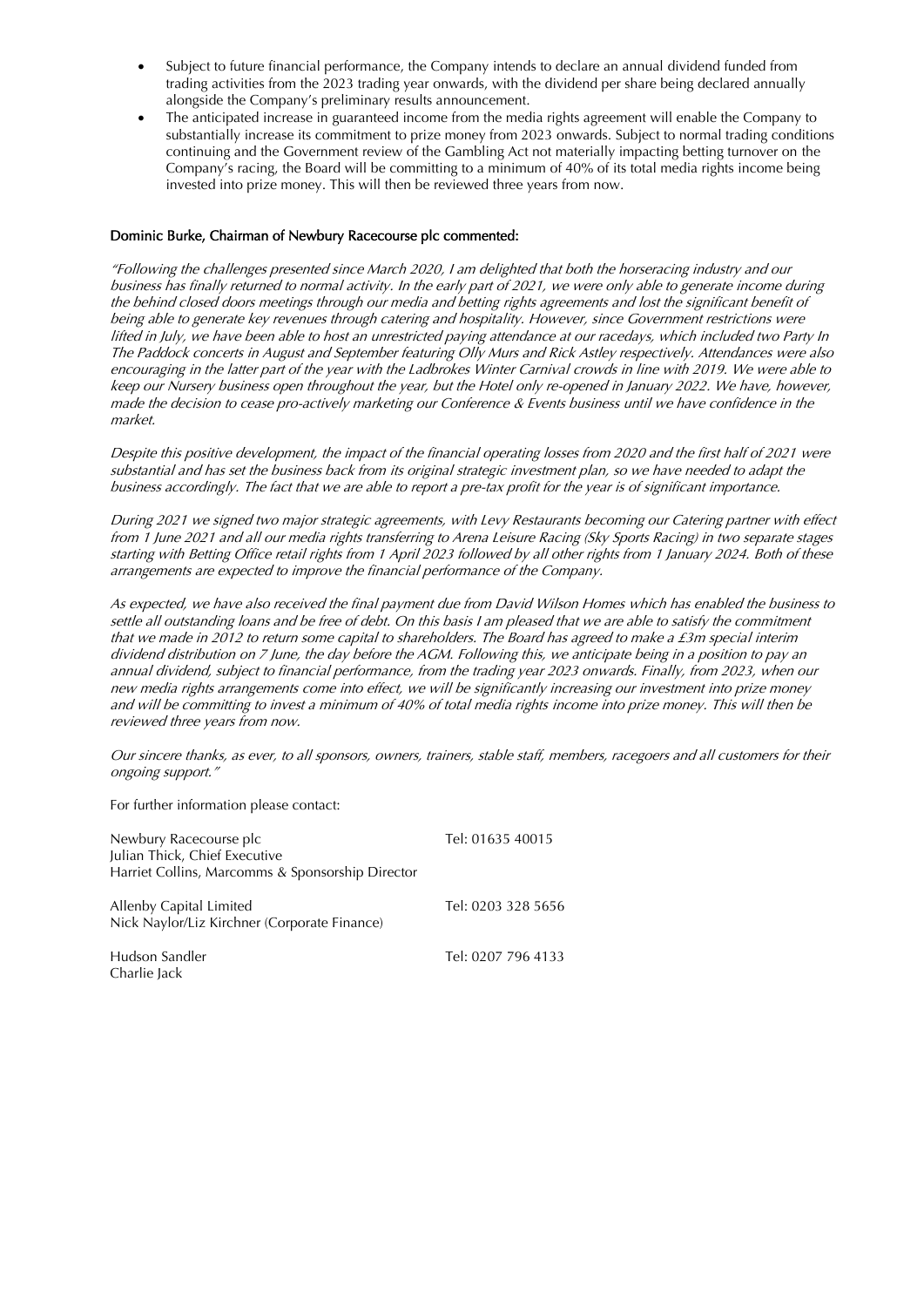- Subject to future financial performance, the Company intends to declare an annual dividend funded from trading activities from the 2023 trading year onwards, with the dividend per share being declared annually alongside the Company's preliminary results announcement.
- The anticipated increase in guaranteed income from the media rights agreement will enable the Company to substantially increase its commitment to prize money from 2023 onwards. Subject to normal trading conditions continuing and the Government review of the Gambling Act not materially impacting betting turnover on the Company's racing, the Board will be committing to a minimum of 40% of its total media rights income being invested into prize money. This will then be reviewed three years from now.

**Dominic Burke, Chairman of Newbury Racecourse plc commented:**

*"Following the challenges presented since March 2020, I am delighted that both the horseracing industry and our business has finally returned to normal activity. In the early part of 2021, we were only able to generate income during the behind closed doors meetings through our media and betting rights agreements and lost the significant benefit of being able to generate key revenues through catering and hospitality. However, since Government restrictions were lifted in July, we have been able to host an unrestricted paying attendance at our racedays, which included two Party In The Paddock concerts in August and September featuring Olly Murs and Rick Astley respectively. Attendances were also encouraging in the latter part of the year with the Ladbrokes Winter Carnival crowds in line with 2019. We were able to keep our Nursery business open throughout the year, but the Hotel only re-opened in January 2022. We have, however, made the decision to cease pro-actively marketing our Conference & Events business until we have confidence in the market.*

*Despite this positive development, the impact of the financial operating losses from 2020 and the first half of 2021 were substantial and has set the business back from its original strategic investment plan, so we have needed to adapt the business accordingly. The fact that we are able to report a pre-tax profit for the year is of significant importance.*

*During 2021 we signed two major strategic agreements, with Levy Restaurants becoming our Catering partner with effect from 1 June 2021 and all our media rights transferring to Arena Leisure Racing (Sky Sports Racing) in two separate stages starting with Betting Office retail rights from 1 April 2023 followed by all other rights from 1 January 2024. Both of these arrangements are expected to improve the financial performance of the Company.*

*As expected, we have also received the final payment due from David Wilson Homes which has enabled the business to settle all outstanding loans and be free of debt. On this basis I am pleased that we are able to satisfy the commitment that we made in 2012 to return some capital to shareholders. The Board has agreed to make a £3m special interim dividend distribution on 7 June, the day before the AGM. Following this, we anticipate being in a position to pay an annual dividend, subject to financial performance, from the trading year 2023 onwards. Finally, from 2023, when our new media rights arrangements come into effect, we will be significantly increasing our investment into prize money and will be committing to invest a minimum of 40% of total media rights income into prize money. This will then be reviewed three years from now.*

*Our sincere thanks, as ever, to all sponsors, owners, trainers, stable staff, members, racegoers and all customers for their ongoing support."*

For further information please contact:

| | |
|---|---|
| Newbury Racecourse plc<br>Julian Thick, Chief Executive<br>Harriet Collins, Marcomms & Sponsorship Director | Tel: 01635 40015 |
| Allenby Capital Limited<br>Nick Naylor/Liz Kirchner (Corporate Finance) | Tel: 0203 328 5656 |
| Hudson Sandler<br>Charlie Jack | Tel: 0207 796 4133 |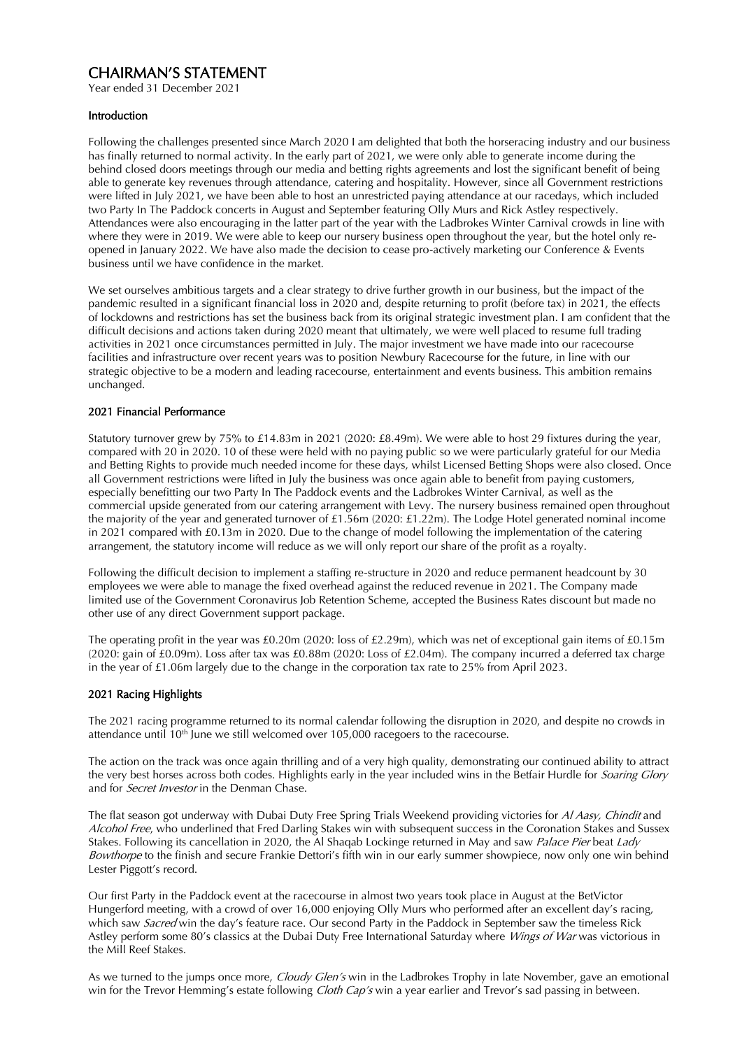# CHAIRMAN'S STATEMENT

Year ended 31 December 2021

### Introduction

Following the challenges presented since March 2020 I am delighted that both the horseracing industry and our business has finally returned to normal activity. In the early part of 2021, we were only able to generate income during the behind closed doors meetings through our media and betting rights agreements and lost the significant benefit of being able to generate key revenues through attendance, catering and hospitality. However, since all Government restrictions were lifted in July 2021, we have been able to host an unrestricted paying attendance at our racedays, which included two Party In The Paddock concerts in August and September featuring Olly Murs and Rick Astley respectively. Attendances were also encouraging in the latter part of the year with the Ladbrokes Winter Carnival crowds in line with where they were in 2019. We were able to keep our nursery business open throughout the year, but the hotel only re-opened in January 2022. We have also made the decision to cease pro-actively marketing our Conference & Events business until we have confidence in the market.

We set ourselves ambitious targets and a clear strategy to drive further growth in our business, but the impact of the pandemic resulted in a significant financial loss in 2020 and, despite returning to profit (before tax) in 2021, the effects of lockdowns and restrictions has set the business back from its original strategic investment plan. I am confident that the difficult decisions and actions taken during 2020 meant that ultimately, we were well placed to resume full trading activities in 2021 once circumstances permitted in July. The major investment we have made into our racecourse facilities and infrastructure over recent years was to position Newbury Racecourse for the future, in line with our strategic objective to be a modern and leading racecourse, entertainment and events business. This ambition remains unchanged.

### 2021 Financial Performance

Statutory turnover grew by 75% to £14.83m in 2021 (2020: £8.49m). We were able to host 29 fixtures during the year, compared with 20 in 2020. 10 of these were held with no paying public so we were particularly grateful for our Media and Betting Rights to provide much needed income for these days, whilst Licensed Betting Shops were also closed. Once all Government restrictions were lifted in July the business was once again able to benefit from paying customers, especially benefitting our two Party In The Paddock events and the Ladbrokes Winter Carnival, as well as the commercial upside generated from our catering arrangement with Levy. The nursery business remained open throughout the majority of the year and generated turnover of £1.56m (2020: £1.22m). The Lodge Hotel generated nominal income in 2021 compared with £0.13m in 2020. Due to the change of model following the implementation of the catering arrangement, the statutory income will reduce as we will only report our share of the profit as a royalty.

Following the difficult decision to implement a staffing re-structure in 2020 and reduce permanent headcount by 30 employees we were able to manage the fixed overhead against the reduced revenue in 2021. The Company made limited use of the Government Coronavirus Job Retention Scheme, accepted the Business Rates discount but made no other use of any direct Government support package.

The operating profit in the year was £0.20m (2020: loss of £2.29m), which was net of exceptional gain items of £0.15m (2020: gain of £0.09m). Loss after tax was £0.88m (2020: Loss of £2.04m). The company incurred a deferred tax charge in the year of £1.06m largely due to the change in the corporation tax rate to 25% from April 2023.

### 2021 Racing Highlights

The 2021 racing programme returned to its normal calendar following the disruption in 2020, and despite no crowds in attendance until 10th June we still welcomed over 105,000 racegoers to the racecourse.

The action on the track was once again thrilling and of a very high quality, demonstrating our continued ability to attract the very best horses across both codes. Highlights early in the year included wins in the Betfair Hurdle for *Soaring Glory* and for *Secret Investor* in the Denman Chase.

The flat season got underway with Dubai Duty Free Spring Trials Weekend providing victories for *Al Aasy, Chindit* and *Alcohol Free*, who underlined that Fred Darling Stakes win with subsequent success in the Coronation Stakes and Sussex Stakes. Following its cancellation in 2020, the Al Shaqab Lockinge returned in May and saw *Palace Pier* beat *Lady Bowthorpe* to the finish and secure Frankie Dettori's fifth win in our early summer showpiece, now only one win behind Lester Piggott's record.

Our first Party in the Paddock event at the racecourse in almost two years took place in August at the BetVictor Hungerford meeting, with a crowd of over 16,000 enjoying Olly Murs who performed after an excellent day's racing, which saw *Sacred* win the day's feature race. Our second Party in the Paddock in September saw the timeless Rick Astley perform some 80's classics at the Dubai Duty Free International Saturday where *Wings of War* was victorious in the Mill Reef Stakes.

As we turned to the jumps once more, *Cloudy Glen's* win in the Ladbrokes Trophy in late November, gave an emotional win for the Trevor Hemming's estate following *Cloth Cap's* win a year earlier and Trevor's sad passing in between.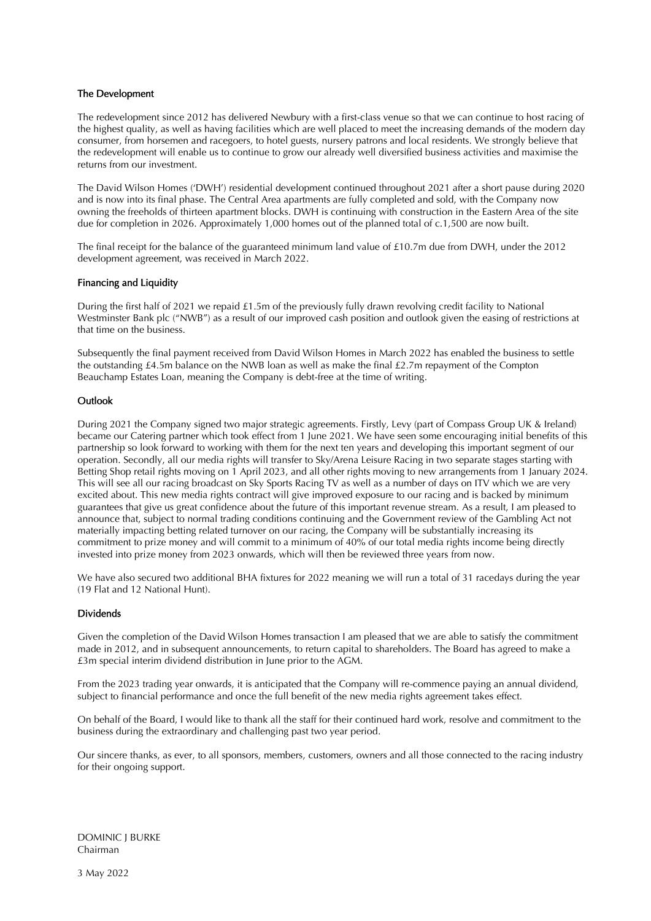## The Development

The redevelopment since 2012 has delivered Newbury with a first-class venue so that we can continue to host racing of the highest quality, as well as having facilities which are well placed to meet the increasing demands of the modern day consumer, from horsemen and racegoers, to hotel guests, nursery patrons and local residents. We strongly believe that the redevelopment will enable us to continue to grow our already well diversified business activities and maximise the returns from our investment.

The David Wilson Homes ('DWH') residential development continued throughout 2021 after a short pause during 2020 and is now into its final phase. The Central Area apartments are fully completed and sold, with the Company now owning the freeholds of thirteen apartment blocks. DWH is continuing with construction in the Eastern Area of the site due for completion in 2026. Approximately 1,000 homes out of the planned total of c.1,500 are now built.

The final receipt for the balance of the guaranteed minimum land value of £10.7m due from DWH, under the 2012 development agreement, was received in March 2022.

## Financing and Liquidity

During the first half of 2021 we repaid £1.5m of the previously fully drawn revolving credit facility to National Westminster Bank plc ("NWB") as a result of our improved cash position and outlook given the easing of restrictions at that time on the business.

Subsequently the final payment received from David Wilson Homes in March 2022 has enabled the business to settle the outstanding £4.5m balance on the NWB loan as well as make the final £2.7m repayment of the Compton Beauchamp Estates Loan, meaning the Company is debt-free at the time of writing.

## Outlook

During 2021 the Company signed two major strategic agreements. Firstly, Levy (part of Compass Group UK & Ireland) became our Catering partner which took effect from 1 June 2021. We have seen some encouraging initial benefits of this partnership so look forward to working with them for the next ten years and developing this important segment of our operation. Secondly, all our media rights will transfer to Sky/Arena Leisure Racing in two separate stages starting with Betting Shop retail rights moving on 1 April 2023, and all other rights moving to new arrangements from 1 January 2024. This will see all our racing broadcast on Sky Sports Racing TV as well as a number of days on ITV which we are very excited about. This new media rights contract will give improved exposure to our racing and is backed by minimum guarantees that give us great confidence about the future of this important revenue stream. As a result, I am pleased to announce that, subject to normal trading conditions continuing and the Government review of the Gambling Act not materially impacting betting related turnover on our racing, the Company will be substantially increasing its commitment to prize money and will commit to a minimum of 40% of our total media rights income being directly invested into prize money from 2023 onwards, which will then be reviewed three years from now.

We have also secured two additional BHA fixtures for 2022 meaning we will run a total of 31 racedays during the year (19 Flat and 12 National Hunt).

## Dividends

Given the completion of the David Wilson Homes transaction I am pleased that we are able to satisfy the commitment made in 2012, and in subsequent announcements, to return capital to shareholders. The Board has agreed to make a £3m special interim dividend distribution in June prior to the AGM.

From the 2023 trading year onwards, it is anticipated that the Company will re-commence paying an annual dividend, subject to financial performance and once the full benefit of the new media rights agreement takes effect.

On behalf of the Board, I would like to thank all the staff for their continued hard work, resolve and commitment to the business during the extraordinary and challenging past two year period.

Our sincere thanks, as ever, to all sponsors, members, customers, owners and all those connected to the racing industry for their ongoing support.

DOMINIC J BURKE
Chairman

3 May 2022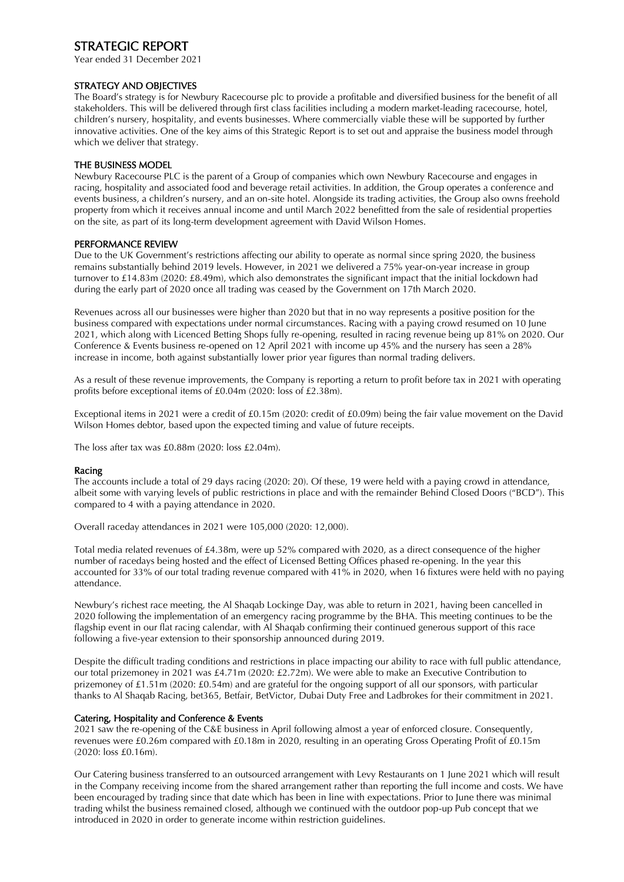# STRATEGIC REPORT

Year ended 31 December 2021

## STRATEGY AND OBJECTIVES

The Board's strategy is for Newbury Racecourse plc to provide a profitable and diversified business for the benefit of all stakeholders. This will be delivered through first class facilities including a modern market-leading racecourse, hotel, children's nursery, hospitality, and events businesses. Where commercially viable these will be supported by further innovative activities. One of the key aims of this Strategic Report is to set out and appraise the business model through which we deliver that strategy.

## THE BUSINESS MODEL

Newbury Racecourse PLC is the parent of a Group of companies which own Newbury Racecourse and engages in racing, hospitality and associated food and beverage retail activities. In addition, the Group operates a conference and events business, a children's nursery, and an on-site hotel. Alongside its trading activities, the Group also owns freehold property from which it receives annual income and until March 2022 benefitted from the sale of residential properties on the site, as part of its long-term development agreement with David Wilson Homes.

## PERFORMANCE REVIEW

Due to the UK Government's restrictions affecting our ability to operate as normal since spring 2020, the business remains substantially behind 2019 levels. However, in 2021 we delivered a 75% year-on-year increase in group turnover to £14.83m (2020: £8.49m), which also demonstrates the significant impact that the initial lockdown had during the early part of 2020 once all trading was ceased by the Government on 17th March 2020.

Revenues across all our businesses were higher than 2020 but that in no way represents a positive position for the business compared with expectations under normal circumstances. Racing with a paying crowd resumed on 10 June 2021, which along with Licenced Betting Shops fully re-opening, resulted in racing revenue being up 81% on 2020. Our Conference & Events business re-opened on 12 April 2021 with income up 45% and the nursery has seen a 28% increase in income, both against substantially lower prior year figures than normal trading delivers.

As a result of these revenue improvements, the Company is reporting a return to profit before tax in 2021 with operating profits before exceptional items of £0.04m (2020: loss of £2.38m).

Exceptional items in 2021 were a credit of £0.15m (2020: credit of £0.09m) being the fair value movement on the David Wilson Homes debtor, based upon the expected timing and value of future receipts.

The loss after tax was £0.88m (2020: loss £2.04m).

### Racing

The accounts include a total of 29 days racing (2020: 20). Of these, 19 were held with a paying crowd in attendance, albeit some with varying levels of public restrictions in place and with the remainder Behind Closed Doors ("BCD"). This compared to 4 with a paying attendance in 2020.

Overall raceday attendances in 2021 were 105,000 (2020: 12,000).

Total media related revenues of £4.38m, were up 52% compared with 2020, as a direct consequence of the higher number of racedays being hosted and the effect of Licensed Betting Offices phased re-opening. In the year this accounted for 33% of our total trading revenue compared with 41% in 2020, when 16 fixtures were held with no paying attendance.

Newbury's richest race meeting, the Al Shaqab Lockinge Day, was able to return in 2021, having been cancelled in 2020 following the implementation of an emergency racing programme by the BHA. This meeting continues to be the flagship event in our flat racing calendar, with Al Shaqab confirming their continued generous support of this race following a five-year extension to their sponsorship announced during 2019.

Despite the difficult trading conditions and restrictions in place impacting our ability to race with full public attendance, our total prizemoney in 2021 was £4.71m (2020: £2.72m). We were able to make an Executive Contribution to prizemoney of £1.51m (2020: £0.54m) and are grateful for the ongoing support of all our sponsors, with particular thanks to Al Shaqab Racing, bet365, Betfair, BetVictor, Dubai Duty Free and Ladbrokes for their commitment in 2021.

### Catering, Hospitality and Conference & Events

2021 saw the re-opening of the C&E business in April following almost a year of enforced closure. Consequently, revenues were £0.26m compared with £0.18m in 2020, resulting in an operating Gross Operating Profit of £0.15m (2020: loss £0.16m).

Our Catering business transferred to an outsourced arrangement with Levy Restaurants on 1 June 2021 which will result in the Company receiving income from the shared arrangement rather than reporting the full income and costs. We have been encouraged by trading since that date which has been in line with expectations. Prior to June there was minimal trading whilst the business remained closed, although we continued with the outdoor pop-up Pub concept that we introduced in 2020 in order to generate income within restriction guidelines.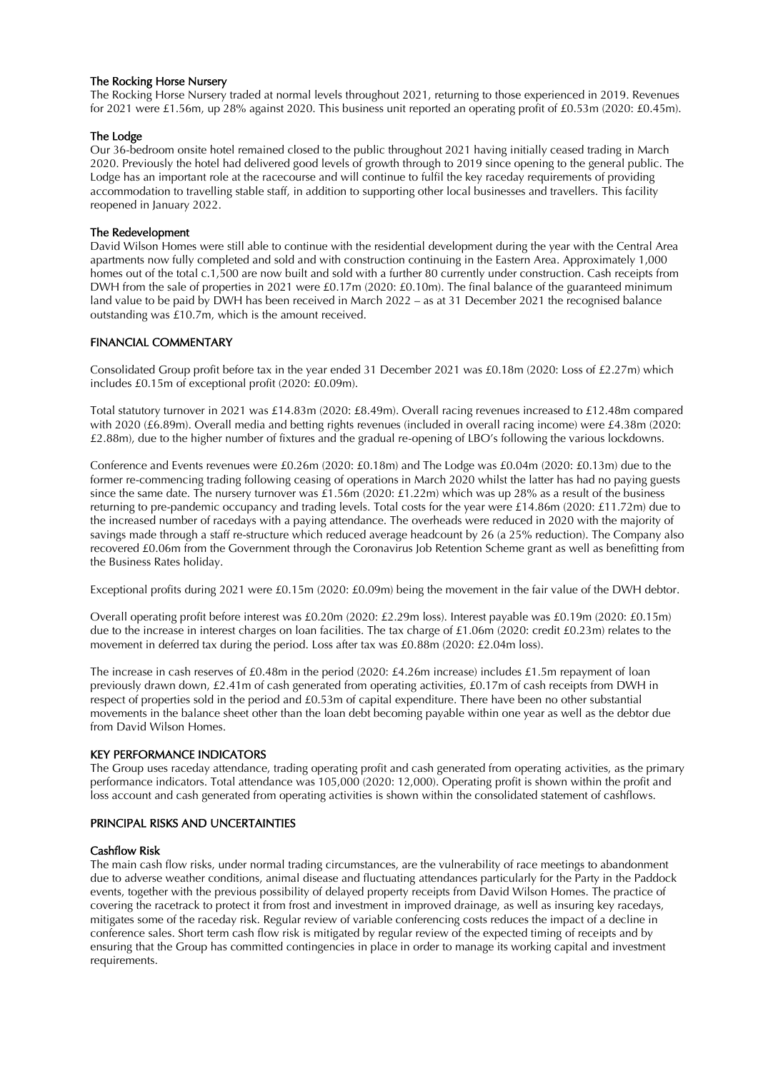### The Rocking Horse Nursery

The Rocking Horse Nursery traded at normal levels throughout 2021, returning to those experienced in 2019. Revenues for 2021 were £1.56m, up 28% against 2020. This business unit reported an operating profit of £0.53m (2020: £0.45m).

### The Lodge

Our 36-bedroom onsite hotel remained closed to the public throughout 2021 having initially ceased trading in March 2020. Previously the hotel had delivered good levels of growth through to 2019 since opening to the general public. The Lodge has an important role at the racecourse and will continue to fulfil the key raceday requirements of providing accommodation to travelling stable staff, in addition to supporting other local businesses and travellers. This facility reopened in January 2022.

### The Redevelopment

David Wilson Homes were still able to continue with the residential development during the year with the Central Area apartments now fully completed and sold and with construction continuing in the Eastern Area. Approximately 1,000 homes out of the total c.1,500 are now built and sold with a further 80 currently under construction. Cash receipts from DWH from the sale of properties in 2021 were £0.17m (2020: £0.10m). The final balance of the guaranteed minimum land value to be paid by DWH has been received in March 2022 – as at 31 December 2021 the recognised balance outstanding was £10.7m, which is the amount received.

## FINANCIAL COMMENTARY

Consolidated Group profit before tax in the year ended 31 December 2021 was £0.18m (2020: Loss of £2.27m) which includes £0.15m of exceptional profit (2020: £0.09m).

Total statutory turnover in 2021 was £14.83m (2020: £8.49m). Overall racing revenues increased to £12.48m compared with 2020 (£6.89m). Overall media and betting rights revenues (included in overall racing income) were £4.38m (2020: £2.88m), due to the higher number of fixtures and the gradual re-opening of LBO's following the various lockdowns.

Conference and Events revenues were £0.26m (2020: £0.18m) and The Lodge was £0.04m (2020: £0.13m) due to the former re-commencing trading following ceasing of operations in March 2020 whilst the latter has had no paying guests since the same date. The nursery turnover was £1.56m (2020: £1.22m) which was up 28% as a result of the business returning to pre-pandemic occupancy and trading levels. Total costs for the year were £14.86m (2020: £11.72m) due to the increased number of racedays with a paying attendance. The overheads were reduced in 2020 with the majority of savings made through a staff re-structure which reduced average headcount by 26 (a 25% reduction). The Company also recovered £0.06m from the Government through the Coronavirus Job Retention Scheme grant as well as benefitting from the Business Rates holiday.

Exceptional profits during 2021 were £0.15m (2020: £0.09m) being the movement in the fair value of the DWH debtor.

Overall operating profit before interest was £0.20m (2020: £2.29m loss). Interest payable was £0.19m (2020: £0.15m) due to the increase in interest charges on loan facilities. The tax charge of £1.06m (2020: credit £0.23m) relates to the movement in deferred tax during the period. Loss after tax was £0.88m (2020: £2.04m loss).

The increase in cash reserves of £0.48m in the period (2020: £4.26m increase) includes £1.5m repayment of loan previously drawn down, £2.41m of cash generated from operating activities, £0.17m of cash receipts from DWH in respect of properties sold in the period and £0.53m of capital expenditure. There have been no other substantial movements in the balance sheet other than the loan debt becoming payable within one year as well as the debtor due from David Wilson Homes.

## KEY PERFORMANCE INDICATORS

The Group uses raceday attendance, trading operating profit and cash generated from operating activities, as the primary performance indicators. Total attendance was 105,000 (2020: 12,000). Operating profit is shown within the profit and loss account and cash generated from operating activities is shown within the consolidated statement of cashflows.

## PRINCIPAL RISKS AND UNCERTAINTIES

### Cashflow Risk

The main cash flow risks, under normal trading circumstances, are the vulnerability of race meetings to abandonment due to adverse weather conditions, animal disease and fluctuating attendances particularly for the Party in the Paddock events, together with the previous possibility of delayed property receipts from David Wilson Homes. The practice of covering the racetrack to protect it from frost and investment in improved drainage, as well as insuring key racedays, mitigates some of the raceday risk. Regular review of variable conferencing costs reduces the impact of a decline in conference sales. Short term cash flow risk is mitigated by regular review of the expected timing of receipts and by ensuring that the Group has committed contingencies in place in order to manage its working capital and investment requirements.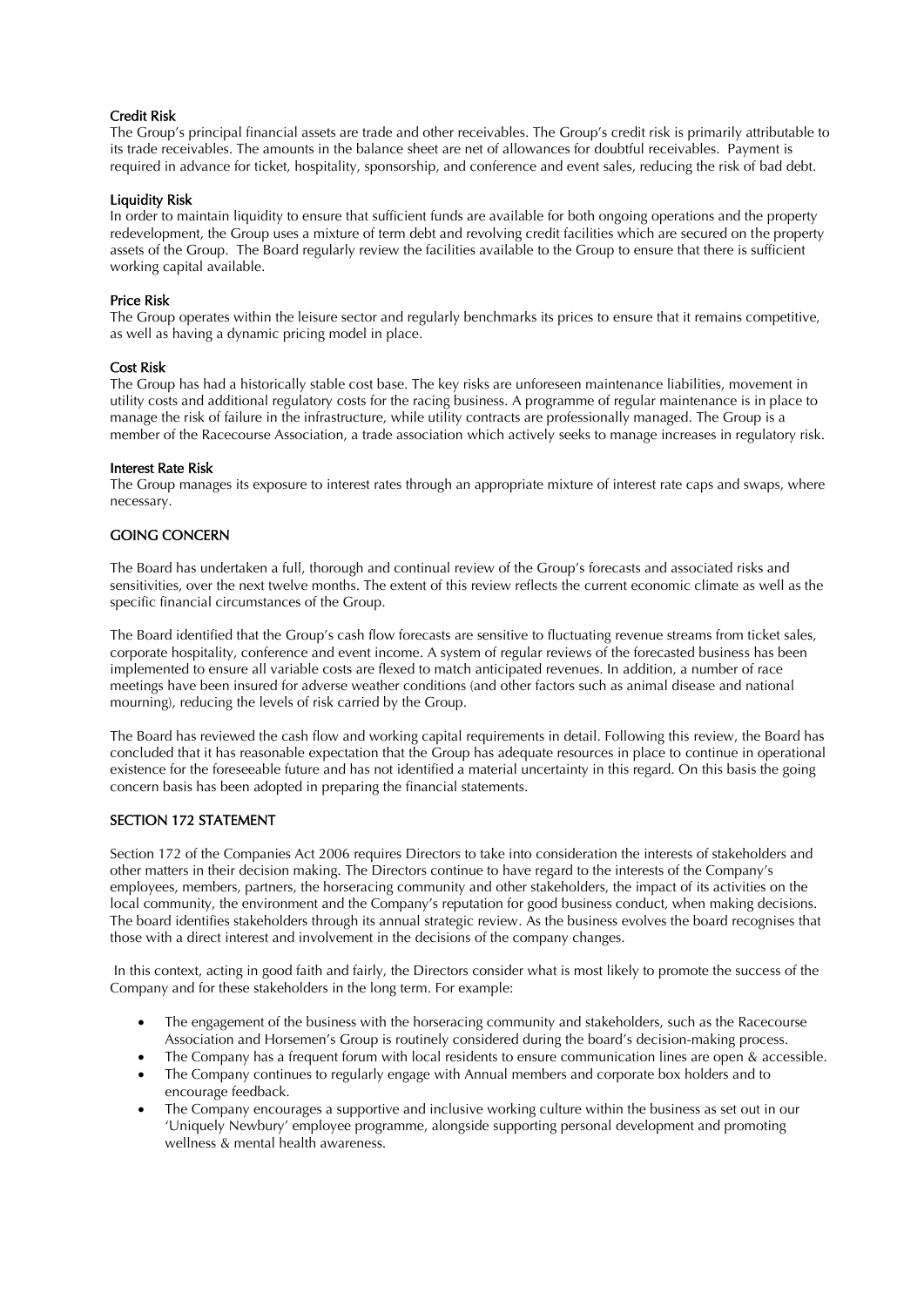### Credit Risk

The Group's principal financial assets are trade and other receivables. The Group's credit risk is primarily attributable to its trade receivables. The amounts in the balance sheet are net of allowances for doubtful receivables. Payment is required in advance for ticket, hospitality, sponsorship, and conference and event sales, reducing the risk of bad debt.

### Liquidity Risk

In order to maintain liquidity to ensure that sufficient funds are available for both ongoing operations and the property redevelopment, the Group uses a mixture of term debt and revolving credit facilities which are secured on the property assets of the Group. The Board regularly review the facilities available to the Group to ensure that there is sufficient working capital available.

### Price Risk

The Group operates within the leisure sector and regularly benchmarks its prices to ensure that it remains competitive, as well as having a dynamic pricing model in place.

### Cost Risk

The Group has had a historically stable cost base. The key risks are unforeseen maintenance liabilities, movement in utility costs and additional regulatory costs for the racing business. A programme of regular maintenance is in place to manage the risk of failure in the infrastructure, while utility contracts are professionally managed. The Group is a member of the Racecourse Association, a trade association which actively seeks to manage increases in regulatory risk.

### Interest Rate Risk

The Group manages its exposure to interest rates through an appropriate mixture of interest rate caps and swaps, where necessary.

## GOING CONCERN

The Board has undertaken a full, thorough and continual review of the Group's forecasts and associated risks and sensitivities, over the next twelve months. The extent of this review reflects the current economic climate as well as the specific financial circumstances of the Group.

The Board identified that the Group's cash flow forecasts are sensitive to fluctuating revenue streams from ticket sales, corporate hospitality, conference and event income. A system of regular reviews of the forecasted business has been implemented to ensure all variable costs are flexed to match anticipated revenues. In addition, a number of race meetings have been insured for adverse weather conditions (and other factors such as animal disease and national mourning), reducing the levels of risk carried by the Group.

The Board has reviewed the cash flow and working capital requirements in detail. Following this review, the Board has concluded that it has reasonable expectation that the Group has adequate resources in place to continue in operational existence for the foreseeable future and has not identified a material uncertainty in this regard. On this basis the going concern basis has been adopted in preparing the financial statements.

## SECTION 172 STATEMENT

Section 172 of the Companies Act 2006 requires Directors to take into consideration the interests of stakeholders and other matters in their decision making. The Directors continue to have regard to the interests of the Company's employees, members, partners, the horseracing community and other stakeholders, the impact of its activities on the local community, the environment and the Company's reputation for good business conduct, when making decisions. The board identifies stakeholders through its annual strategic review. As the business evolves the board recognises that those with a direct interest and involvement in the decisions of the company changes.

In this context, acting in good faith and fairly, the Directors consider what is most likely to promote the success of the Company and for these stakeholders in the long term. For example:

- The engagement of the business with the horseracing community and stakeholders, such as the Racecourse Association and Horsemen's Group is routinely considered during the board's decision-making process.
- The Company has a frequent forum with local residents to ensure communication lines are open & accessible.
- The Company continues to regularly engage with Annual members and corporate box holders and to encourage feedback.
- The Company encourages a supportive and inclusive working culture within the business as set out in our 'Uniquely Newbury' employee programme, alongside supporting personal development and promoting wellness & mental health awareness.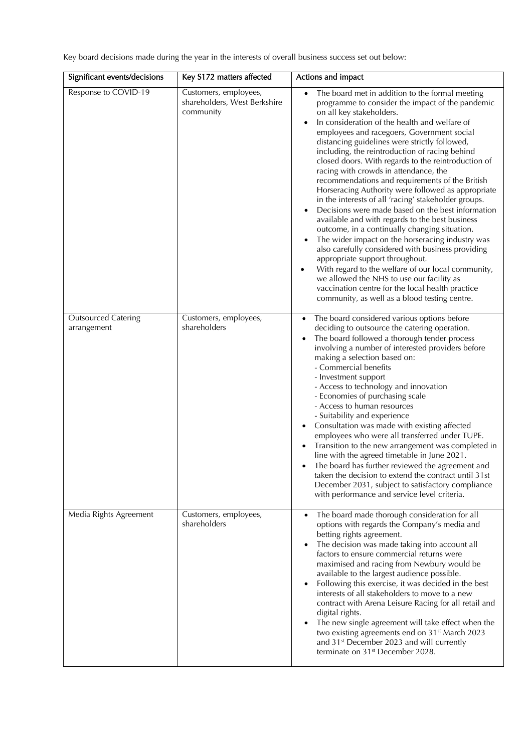Key board decisions made during the year in the interests of overall business success set out below:

| Significant events/decisions | Key S172 matters affected | Actions and impact |
|---|---|---|
| Response to COVID-19 | Customers, employees, shareholders, West Berkshire community | • The board met in addition to the formal meeting programme to consider the impact of the pandemic on all key stakeholders.<br>• In consideration of the health and welfare of employees and racegoers, Government social distancing guidelines were strictly followed, including, the reintroduction of racing behind closed doors. With regards to the reintroduction of racing with crowds in attendance, the recommendations and requirements of the British Horseracing Authority were followed as appropriate in the interests of all 'racing' stakeholder groups.<br>• Decisions were made based on the best information available and with regards to the best business outcome, in a continually changing situation.<br>• The wider impact on the horseracing industry was also carefully considered with business providing appropriate support throughout.<br>• With regard to the welfare of our local community, we allowed the NHS to use our facility as vaccination centre for the local health practice community, as well as a blood testing centre. |
| Outsourced Catering arrangement | Customers, employees, shareholders | • The board considered various options before deciding to outsource the catering operation.<br>• The board followed a thorough tender process involving a number of interested providers before making a selection based on:<br>- Commercial benefits<br>- Investment support<br>- Access to technology and innovation<br>- Economies of purchasing scale<br>- Access to human resources<br>- Suitability and experience<br>• Consultation was made with existing affected employees who were all transferred under TUPE.<br>• Transition to the new arrangement was completed in line with the agreed timetable in June 2021.<br>• The board has further reviewed the agreement and taken the decision to extend the contract until 31st December 2031, subject to satisfactory compliance with performance and service level criteria. |
| Media Rights Agreement | Customers, employees, shareholders | • The board made thorough consideration for all options with regards the Company's media and betting rights agreement.<br>• The decision was made taking into account all factors to ensure commercial returns were maximised and racing from Newbury would be available to the largest audience possible.<br>• Following this exercise, it was decided in the best interests of all stakeholders to move to a new contract with Arena Leisure Racing for all retail and digital rights.<br>• The new single agreement will take effect when the two existing agreements end on 31st March 2023 and 31st December 2023 and will currently terminate on 31st December 2028. |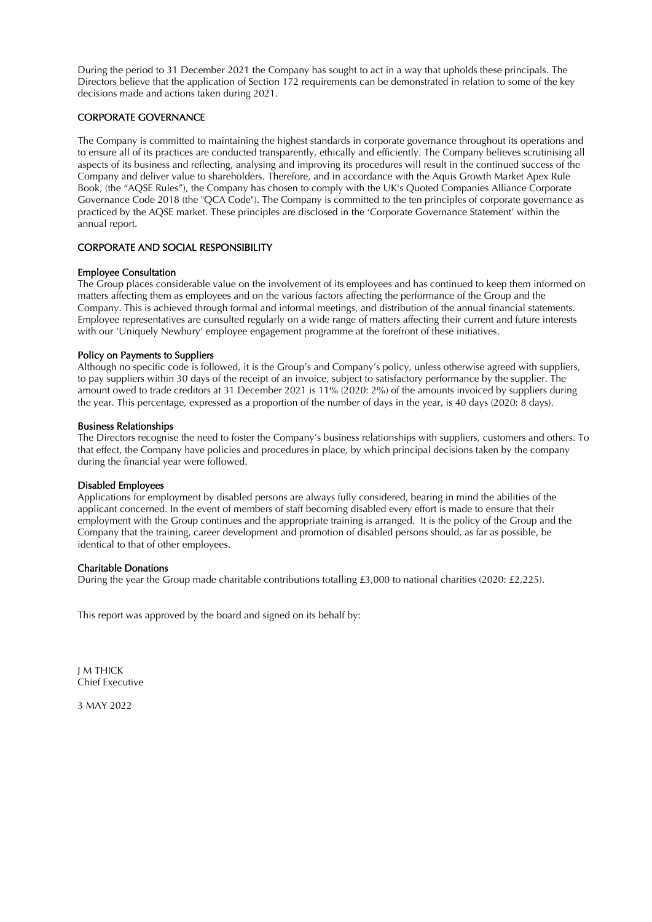During the period to 31 December 2021 the Company has sought to act in a way that upholds these principals. The Directors believe that the application of Section 172 requirements can be demonstrated in relation to some of the key decisions made and actions taken during 2021.

## CORPORATE GOVERNANCE

The Company is committed to maintaining the highest standards in corporate governance throughout its operations and to ensure all of its practices are conducted transparently, ethically and efficiently. The Company believes scrutinising all aspects of its business and reflecting, analysing and improving its procedures will result in the continued success of the Company and deliver value to shareholders. Therefore, and in accordance with the Aquis Growth Market Apex Rule Book, (the "AQSE Rules"), the Company has chosen to comply with the UK's Quoted Companies Alliance Corporate Governance Code 2018 (the "QCA Code"). The Company is committed to the ten principles of corporate governance as practiced by the AQSE market. These principles are disclosed in the 'Corporate Governance Statement' within the annual report.

## CORPORATE AND SOCIAL RESPONSIBILITY

### Employee Consultation

The Group places considerable value on the involvement of its employees and has continued to keep them informed on matters affecting them as employees and on the various factors affecting the performance of the Group and the Company. This is achieved through formal and informal meetings, and distribution of the annual financial statements. Employee representatives are consulted regularly on a wide range of matters affecting their current and future interests with our 'Uniquely Newbury' employee engagement programme at the forefront of these initiatives.

### Policy on Payments to Suppliers

Although no specific code is followed, it is the Group's and Company's policy, unless otherwise agreed with suppliers, to pay suppliers within 30 days of the receipt of an invoice, subject to satisfactory performance by the supplier. The amount owed to trade creditors at 31 December 2021 is 11% (2020: 2%) of the amounts invoiced by suppliers during the year. This percentage, expressed as a proportion of the number of days in the year, is 40 days (2020: 8 days).

### Business Relationships

The Directors recognise the need to foster the Company's business relationships with suppliers, customers and others. To that effect, the Company have policies and procedures in place, by which principal decisions taken by the company during the financial year were followed.

### Disabled Employees

Applications for employment by disabled persons are always fully considered, bearing in mind the abilities of the applicant concerned. In the event of members of staff becoming disabled every effort is made to ensure that their employment with the Group continues and the appropriate training is arranged. It is the policy of the Group and the Company that the training, career development and promotion of disabled persons should, as far as possible, be identical to that of other employees.

### Charitable Donations

During the year the Group made charitable contributions totalling £3,000 to national charities (2020: £2,225).

This report was approved by the board and signed on its behalf by:

J M THICK
Chief Executive

3 MAY 2022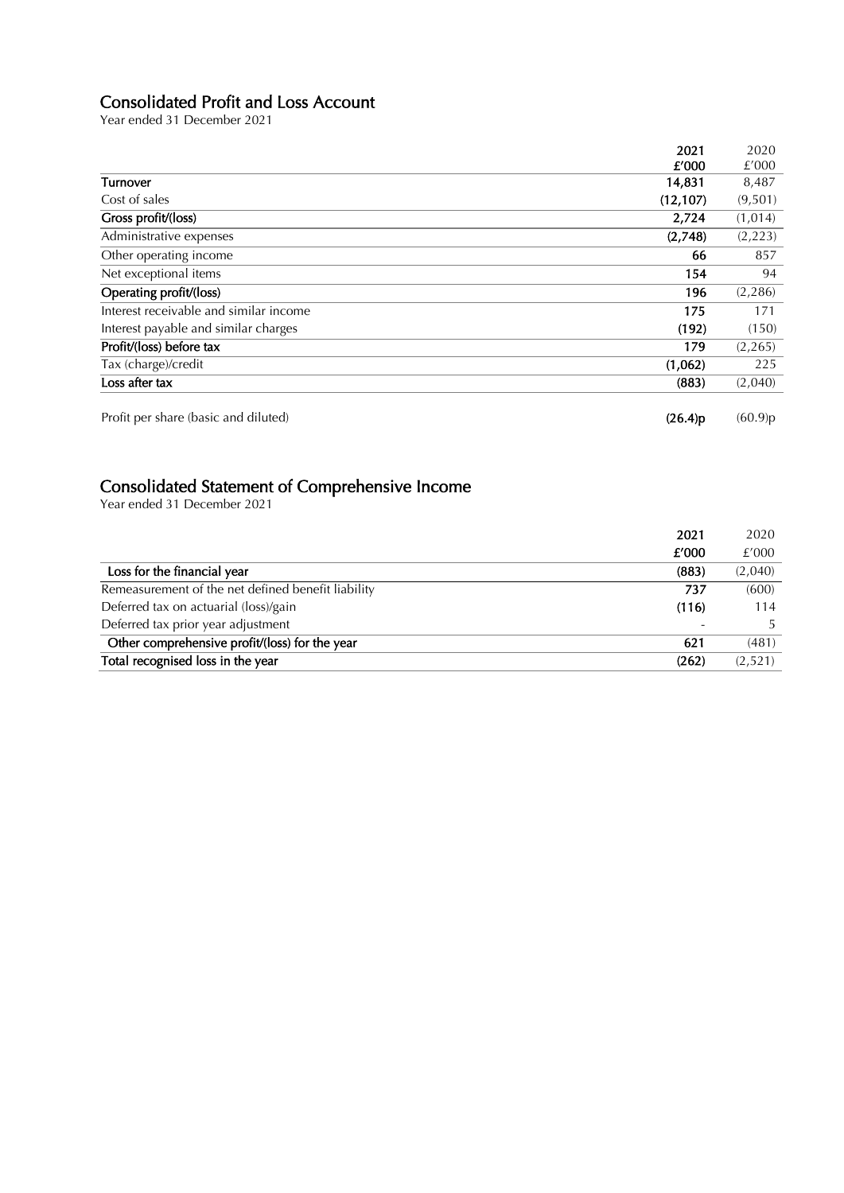## Consolidated Profit and Loss Account

Year ended 31 December 2021

| | 2021<br>£'000 | 2020<br>£'000 |
|---|---|---|
| **Turnover** | **14,831** | 8,487 |
| Cost of sales | **(12,107)** | (9,501) |
| **Gross profit/(loss)** | **2,724** | (1,014) |
| Administrative expenses | **(2,748)** | (2,223) |
| Other operating income | **66** | 857 |
| Net exceptional items | **154** | 94 |
| **Operating profit/(loss)** | **196** | (2,286) |
| Interest receivable and similar income | **175** | 171 |
| Interest payable and similar charges | **(192)** | (150) |
| **Profit/(loss) before tax** | **179** | (2,265) |
| Tax (charge)/credit | **(1,062)** | 225 |
| **Loss after tax** | **(883)** | (2,040) |
| | | |
| Profit per share (basic and diluted) | **(26.4)p** | (60.9)p |

## Consolidated Statement of Comprehensive Income

Year ended 31 December 2021

| | 2021<br>£'000 | 2020<br>£'000 |
|---|---|---|
| **Loss for the financial year** | **(883)** | (2,040) |
| Remeasurement of the net defined benefit liability | **737** | (600) |
| Deferred tax on actuarial (loss)/gain | **(116)** | 114 |
| Deferred tax prior year adjustment | - | 5 |
| **Other comprehensive profit/(loss) for the year** | **621** | (481) |
| **Total recognised loss in the year** | **(262)** | (2,521) |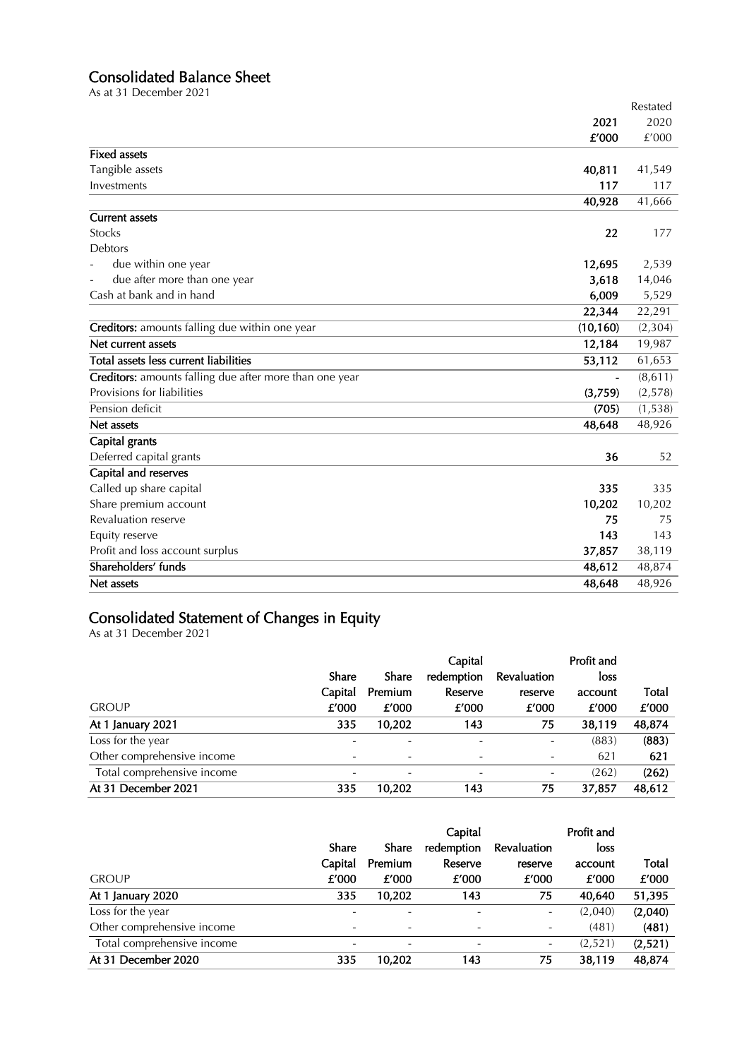## Consolidated Balance Sheet

As at 31 December 2021

| | 2021 | Restated 2020 |
|---|---|---|
| | £'000 | £'000 |
| **Fixed assets** | | |
| Tangible assets | **40,811** | 41,549 |
| Investments | **117** | 117 |
| | **40,928** | 41,666 |
| **Current assets** | | |
| Stocks | **22** | 177 |
| Debtors | | |
| - due within one year | **12,695** | 2,539 |
| - due after more than one year | **3,618** | 14,046 |
| Cash at bank and in hand | **6,009** | 5,529 |
| | **22,344** | 22,291 |
| **Creditors:** amounts falling due within one year | **(10,160)** | (2,304) |
| **Net current assets** | **12,184** | 19,987 |
| **Total assets less current liabilities** | **53,112** | 61,653 |
| **Creditors:** amounts falling due after more than one year | **-** | (8,611) |
| Provisions for liabilities | **(3,759)** | (2,578) |
| Pension deficit | **(705)** | (1,538) |
| **Net assets** | **48,648** | 48,926 |
| **Capital grants** | | |
| Deferred capital grants | **36** | 52 |
| **Capital and reserves** | | |
| Called up share capital | **335** | 335 |
| Share premium account | **10,202** | 10,202 |
| Revaluation reserve | **75** | 75 |
| Equity reserve | **143** | 143 |
| Profit and loss account surplus | **37,857** | 38,119 |
| **Shareholders' funds** | **48,612** | 48,874 |
| **Net assets** | **48,648** | 48,926 |

## Consolidated Statement of Changes in Equity

As at 31 December 2021

| GROUP | Share Capital £'000 | Share Premium £'000 | Capital redemption Reserve £'000 | Revaluation reserve £'000 | Profit and loss account £'000 | Total £'000 |
|---|---|---|---|---|---|---|
| **At 1 January 2021** | 335 | 10,202 | 143 | 75 | 38,119 | 48,874 |
| Loss for the year | - | - | - | - | (883) | **(883)** |
| Other comprehensive income | - | - | - | - | 621 | **621** |
| Total comprehensive income | - | - | - | - | (262) | **(262)** |
| **At 31 December 2021** | 335 | 10,202 | 143 | 75 | 37,857 | 48,612 |

| GROUP | Share Capital £'000 | Share Premium £'000 | Capital redemption Reserve £'000 | Revaluation reserve £'000 | Profit and loss account £'000 | Total £'000 |
|---|---|---|---|---|---|---|
| **At 1 January 2020** | 335 | 10,202 | 143 | 75 | 40,640 | 51,395 |
| Loss for the year | - | - | - | - | (2,040) | **(2,040)** |
| Other comprehensive income | - | - | - | - | (481) | **(481)** |
| Total comprehensive income | - | - | - | - | (2,521) | **(2,521)** |
| **At 31 December 2020** | 335 | 10,202 | 143 | 75 | 38,119 | 48,874 |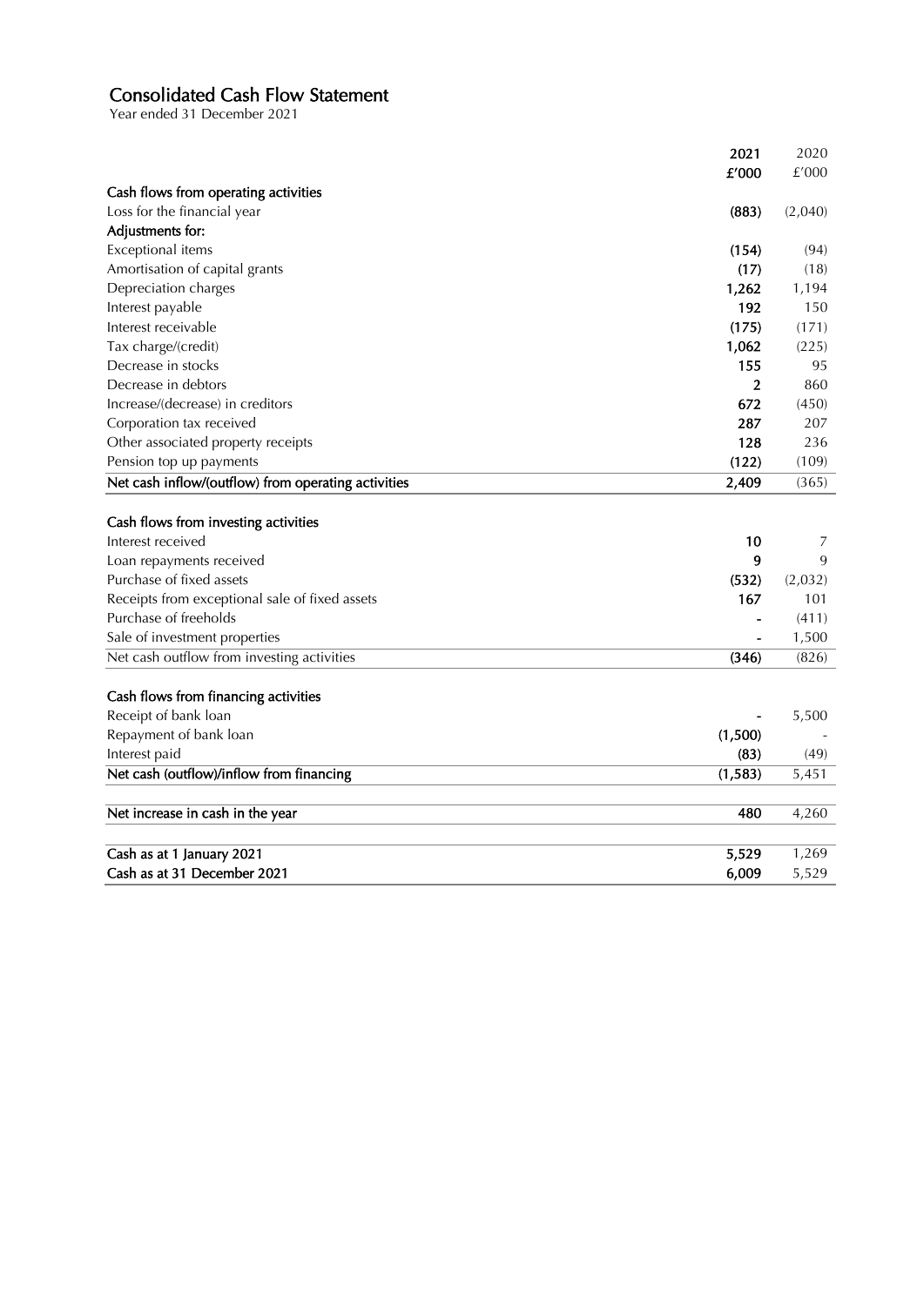# Consolidated Cash Flow Statement

Year ended 31 December 2021

| | 2021 £'000 | 2020 £'000 |
|---|---|---|
| **Cash flows from operating activities** | | |
| Loss for the financial year | (883) | (2,040) |
| **Adjustments for:** | | |
| Exceptional items | (154) | (94) |
| Amortisation of capital grants | (17) | (18) |
| Depreciation charges | 1,262 | 1,194 |
| Interest payable | 192 | 150 |
| Interest receivable | (175) | (171) |
| Tax charge/(credit) | 1,062 | (225) |
| Decrease in stocks | 155 | 95 |
| Decrease in debtors | 2 | 860 |
| Increase/(decrease) in creditors | 672 | (450) |
| Corporation tax received | 287 | 207 |
| Other associated property receipts | 128 | 236 |
| Pension top up payments | (122) | (109) |
| **Net cash inflow/(outflow) from operating activities** | 2,409 | (365) |
| | | |
| **Cash flows from investing activities** | | |
| Interest received | 10 | 7 |
| Loan repayments received | 9 | 9 |
| Purchase of fixed assets | (532) | (2,032) |
| Receipts from exceptional sale of fixed assets | 167 | 101 |
| Purchase of freeholds | - | (411) |
| Sale of investment properties | - | 1,500 |
| Net cash outflow from investing activities | (346) | (826) |
| | | |
| **Cash flows from financing activities** | | |
| Receipt of bank loan | - | 5,500 |
| Repayment of bank loan | (1,500) | - |
| Interest paid | (83) | (49) |
| **Net cash (outflow)/inflow from financing** | (1,583) | 5,451 |
| | | |
| **Net increase in cash in the year** | 480 | 4,260 |
| | | |
| **Cash as at 1 January 2021** | 5,529 | 1,269 |
| **Cash as at 31 December 2021** | 6,009 | 5,529 |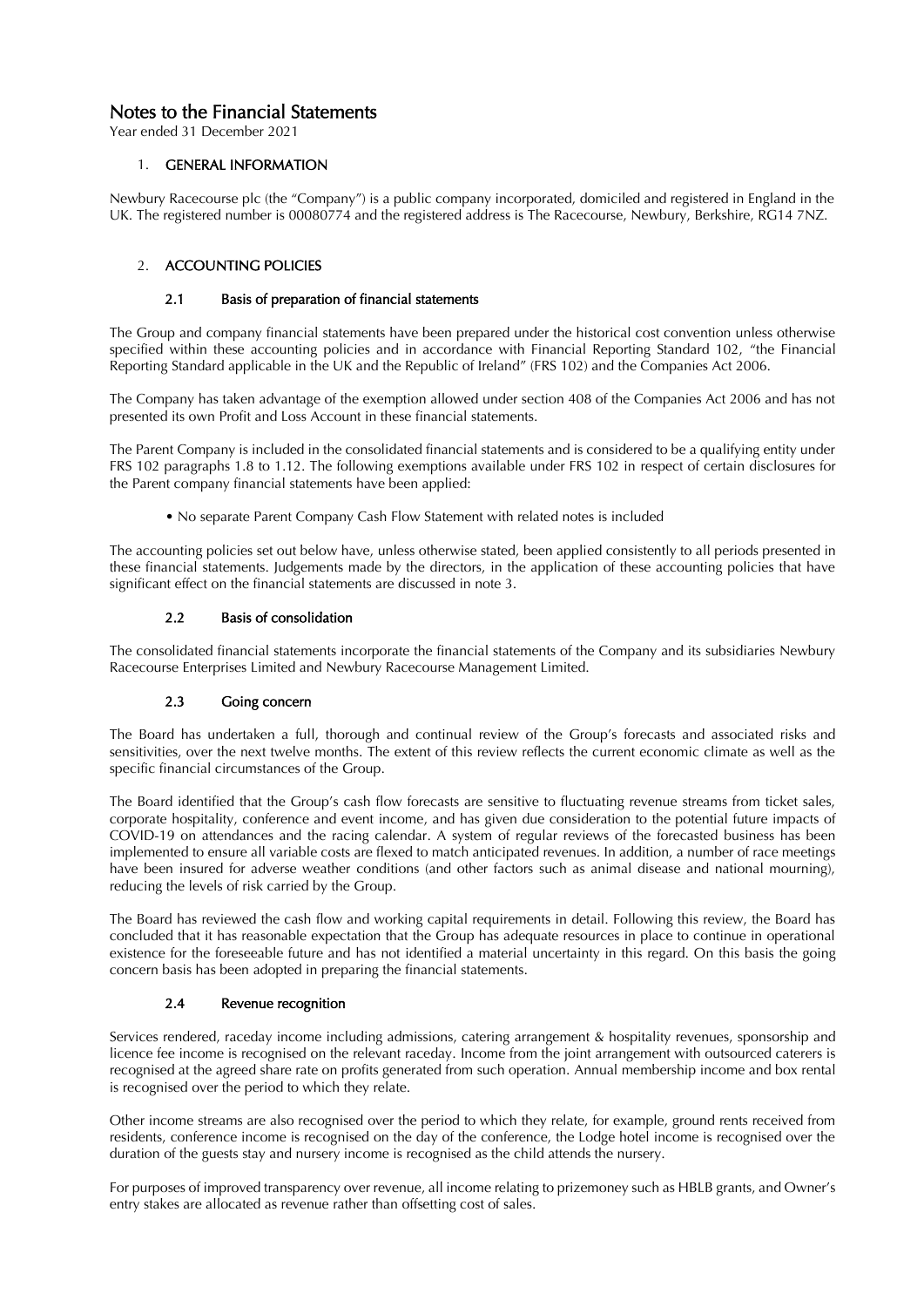# Notes to the Financial Statements

Year ended 31 December 2021

## 1. GENERAL INFORMATION

Newbury Racecourse plc (the "Company") is a public company incorporated, domiciled and registered in England in the UK. The registered number is 00080774 and the registered address is The Racecourse, Newbury, Berkshire, RG14 7NZ.

## 2. ACCOUNTING POLICIES

### 2.1 Basis of preparation of financial statements

The Group and company financial statements have been prepared under the historical cost convention unless otherwise specified within these accounting policies and in accordance with Financial Reporting Standard 102, "the Financial Reporting Standard applicable in the UK and the Republic of Ireland" (FRS 102) and the Companies Act 2006.

The Company has taken advantage of the exemption allowed under section 408 of the Companies Act 2006 and has not presented its own Profit and Loss Account in these financial statements.

The Parent Company is included in the consolidated financial statements and is considered to be a qualifying entity under FRS 102 paragraphs 1.8 to 1.12. The following exemptions available under FRS 102 in respect of certain disclosures for the Parent company financial statements have been applied:

- No separate Parent Company Cash Flow Statement with related notes is included

The accounting policies set out below have, unless otherwise stated, been applied consistently to all periods presented in these financial statements. Judgements made by the directors, in the application of these accounting policies that have significant effect on the financial statements are discussed in note 3.

### 2.2 Basis of consolidation

The consolidated financial statements incorporate the financial statements of the Company and its subsidiaries Newbury Racecourse Enterprises Limited and Newbury Racecourse Management Limited.

### 2.3 Going concern

The Board has undertaken a full, thorough and continual review of the Group's forecasts and associated risks and sensitivities, over the next twelve months. The extent of this review reflects the current economic climate as well as the specific financial circumstances of the Group.

The Board identified that the Group's cash flow forecasts are sensitive to fluctuating revenue streams from ticket sales, corporate hospitality, conference and event income, and has given due consideration to the potential future impacts of COVID-19 on attendances and the racing calendar. A system of regular reviews of the forecasted business has been implemented to ensure all variable costs are flexed to match anticipated revenues. In addition, a number of race meetings have been insured for adverse weather conditions (and other factors such as animal disease and national mourning), reducing the levels of risk carried by the Group.

The Board has reviewed the cash flow and working capital requirements in detail. Following this review, the Board has concluded that it has reasonable expectation that the Group has adequate resources in place to continue in operational existence for the foreseeable future and has not identified a material uncertainty in this regard. On this basis the going concern basis has been adopted in preparing the financial statements.

### 2.4 Revenue recognition

Services rendered, raceday income including admissions, catering arrangement & hospitality revenues, sponsorship and licence fee income is recognised on the relevant raceday. Income from the joint arrangement with outsourced caterers is recognised at the agreed share rate on profits generated from such operation. Annual membership income and box rental is recognised over the period to which they relate.

Other income streams are also recognised over the period to which they relate, for example, ground rents received from residents, conference income is recognised on the day of the conference, the Lodge hotel income is recognised over the duration of the guests stay and nursery income is recognised as the child attends the nursery.

For purposes of improved transparency over revenue, all income relating to prizemoney such as HBLB grants, and Owner's entry stakes are allocated as revenue rather than offsetting cost of sales.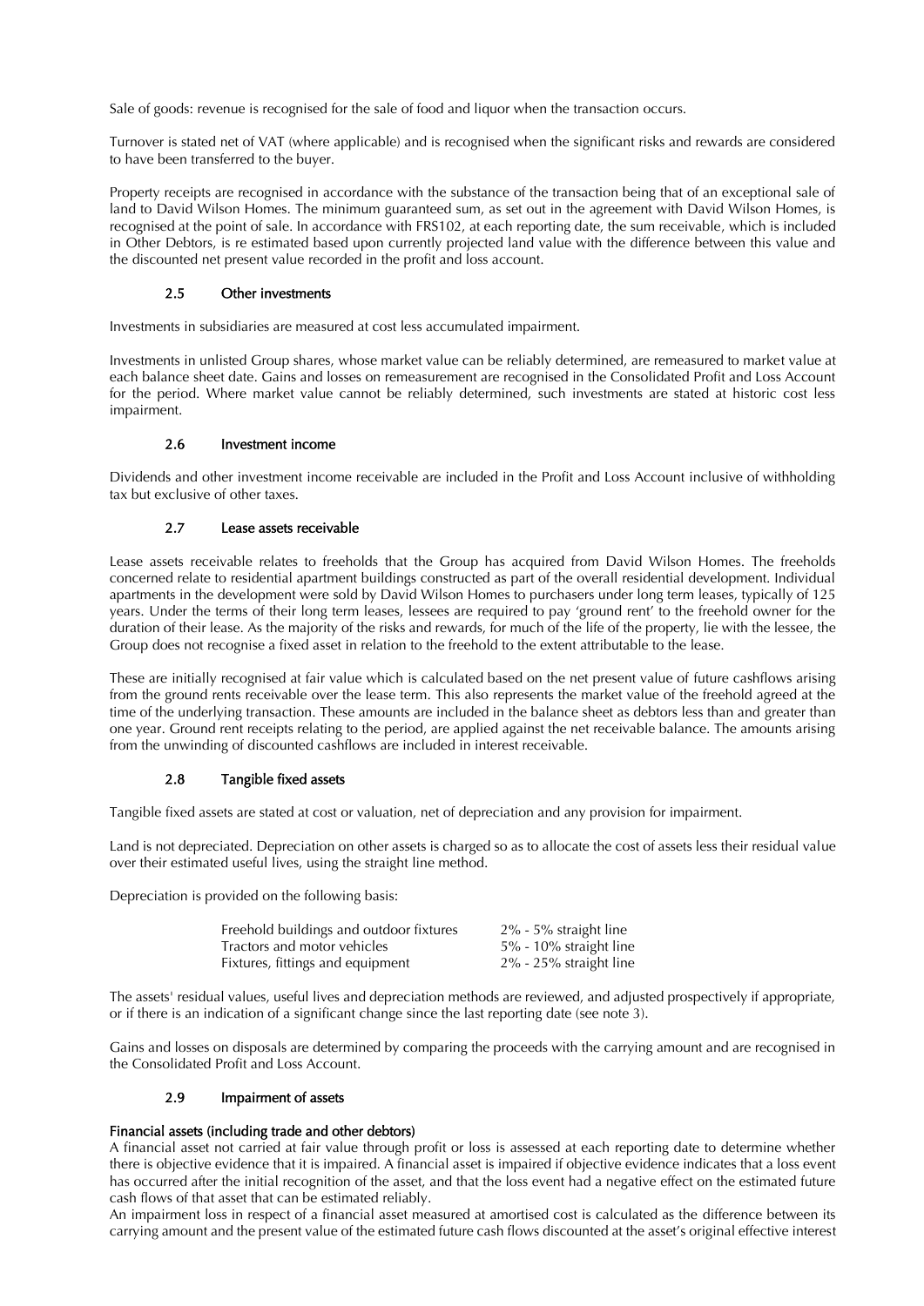Sale of goods: revenue is recognised for the sale of food and liquor when the transaction occurs.

Turnover is stated net of VAT (where applicable) and is recognised when the significant risks and rewards are considered to have been transferred to the buyer.

Property receipts are recognised in accordance with the substance of the transaction being that of an exceptional sale of land to David Wilson Homes. The minimum guaranteed sum, as set out in the agreement with David Wilson Homes, is recognised at the point of sale. In accordance with FRS102, at each reporting date, the sum receivable, which is included in Other Debtors, is re estimated based upon currently projected land value with the difference between this value and the discounted net present value recorded in the profit and loss account.

### 2.5 Other investments

Investments in subsidiaries are measured at cost less accumulated impairment.

Investments in unlisted Group shares, whose market value can be reliably determined, are remeasured to market value at each balance sheet date. Gains and losses on remeasurement are recognised in the Consolidated Profit and Loss Account for the period. Where market value cannot be reliably determined, such investments are stated at historic cost less impairment.

### 2.6 Investment income

Dividends and other investment income receivable are included in the Profit and Loss Account inclusive of withholding tax but exclusive of other taxes.

### 2.7 Lease assets receivable

Lease assets receivable relates to freeholds that the Group has acquired from David Wilson Homes. The freeholds concerned relate to residential apartment buildings constructed as part of the overall residential development. Individual apartments in the development were sold by David Wilson Homes to purchasers under long term leases, typically of 125 years. Under the terms of their long term leases, lessees are required to pay 'ground rent' to the freehold owner for the duration of their lease. As the majority of the risks and rewards, for much of the life of the property, lie with the lessee, the Group does not recognise a fixed asset in relation to the freehold to the extent attributable to the lease.

These are initially recognised at fair value which is calculated based on the net present value of future cashflows arising from the ground rents receivable over the lease term. This also represents the market value of the freehold agreed at the time of the underlying transaction. These amounts are included in the balance sheet as debtors less than and greater than one year. Ground rent receipts relating to the period, are applied against the net receivable balance. The amounts arising from the unwinding of discounted cashflows are included in interest receivable.

### 2.8 Tangible fixed assets

Tangible fixed assets are stated at cost or valuation, net of depreciation and any provision for impairment.

Land is not depreciated. Depreciation on other assets is charged so as to allocate the cost of assets less their residual value over their estimated useful lives, using the straight line method.

Depreciation is provided on the following basis:

| | |
|---|---|
| Freehold buildings and outdoor fixtures | 2% - 5% straight line |
| Tractors and motor vehicles | 5% - 10% straight line |
| Fixtures, fittings and equipment | 2% - 25% straight line |

The assets' residual values, useful lives and depreciation methods are reviewed, and adjusted prospectively if appropriate, or if there is an indication of a significant change since the last reporting date (see note 3).

Gains and losses on disposals are determined by comparing the proceeds with the carrying amount and are recognised in the Consolidated Profit and Loss Account.

### 2.9 Impairment of assets

**Financial assets (including trade and other debtors)**

A financial asset not carried at fair value through profit or loss is assessed at each reporting date to determine whether there is objective evidence that it is impaired. A financial asset is impaired if objective evidence indicates that a loss event has occurred after the initial recognition of the asset, and that the loss event had a negative effect on the estimated future cash flows of that asset that can be estimated reliably.

An impairment loss in respect of a financial asset measured at amortised cost is calculated as the difference between its carrying amount and the present value of the estimated future cash flows discounted at the asset's original effective interest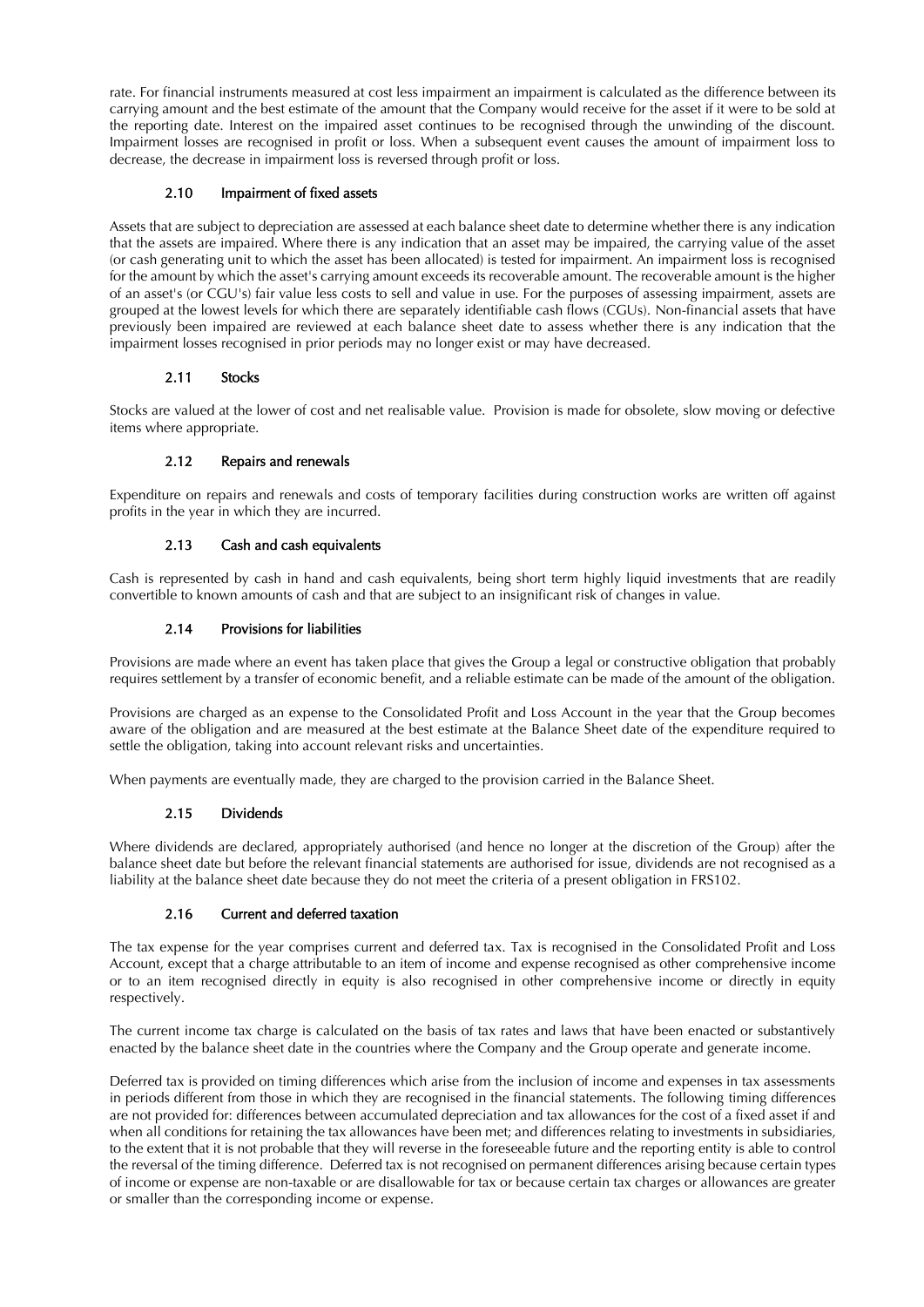rate. For financial instruments measured at cost less impairment an impairment is calculated as the difference between its carrying amount and the best estimate of the amount that the Company would receive for the asset if it were to be sold at the reporting date. Interest on the impaired asset continues to be recognised through the unwinding of the discount. Impairment losses are recognised in profit or loss. When a subsequent event causes the amount of impairment loss to decrease, the decrease in impairment loss is reversed through profit or loss.

### 2.10 Impairment of fixed assets

Assets that are subject to depreciation are assessed at each balance sheet date to determine whether there is any indication that the assets are impaired. Where there is any indication that an asset may be impaired, the carrying value of the asset (or cash generating unit to which the asset has been allocated) is tested for impairment. An impairment loss is recognised for the amount by which the asset's carrying amount exceeds its recoverable amount. The recoverable amount is the higher of an asset's (or CGU's) fair value less costs to sell and value in use. For the purposes of assessing impairment, assets are grouped at the lowest levels for which there are separately identifiable cash flows (CGUs). Non-financial assets that have previously been impaired are reviewed at each balance sheet date to assess whether there is any indication that the impairment losses recognised in prior periods may no longer exist or may have decreased.

### 2.11 Stocks

Stocks are valued at the lower of cost and net realisable value. Provision is made for obsolete, slow moving or defective items where appropriate.

### 2.12 Repairs and renewals

Expenditure on repairs and renewals and costs of temporary facilities during construction works are written off against profits in the year in which they are incurred.

### 2.13 Cash and cash equivalents

Cash is represented by cash in hand and cash equivalents, being short term highly liquid investments that are readily convertible to known amounts of cash and that are subject to an insignificant risk of changes in value.

### 2.14 Provisions for liabilities

Provisions are made where an event has taken place that gives the Group a legal or constructive obligation that probably requires settlement by a transfer of economic benefit, and a reliable estimate can be made of the amount of the obligation.

Provisions are charged as an expense to the Consolidated Profit and Loss Account in the year that the Group becomes aware of the obligation and are measured at the best estimate at the Balance Sheet date of the expenditure required to settle the obligation, taking into account relevant risks and uncertainties.

When payments are eventually made, they are charged to the provision carried in the Balance Sheet.

### 2.15 Dividends

Where dividends are declared, appropriately authorised (and hence no longer at the discretion of the Group) after the balance sheet date but before the relevant financial statements are authorised for issue, dividends are not recognised as a liability at the balance sheet date because they do not meet the criteria of a present obligation in FRS102.

### 2.16 Current and deferred taxation

The tax expense for the year comprises current and deferred tax. Tax is recognised in the Consolidated Profit and Loss Account, except that a charge attributable to an item of income and expense recognised as other comprehensive income or to an item recognised directly in equity is also recognised in other comprehensive income or directly in equity respectively.

The current income tax charge is calculated on the basis of tax rates and laws that have been enacted or substantively enacted by the balance sheet date in the countries where the Company and the Group operate and generate income.

Deferred tax is provided on timing differences which arise from the inclusion of income and expenses in tax assessments in periods different from those in which they are recognised in the financial statements. The following timing differences are not provided for: differences between accumulated depreciation and tax allowances for the cost of a fixed asset if and when all conditions for retaining the tax allowances have been met; and differences relating to investments in subsidiaries, to the extent that it is not probable that they will reverse in the foreseeable future and the reporting entity is able to control the reversal of the timing difference. Deferred tax is not recognised on permanent differences arising because certain types of income or expense are non-taxable or are disallowable for tax or because certain tax charges or allowances are greater or smaller than the corresponding income or expense.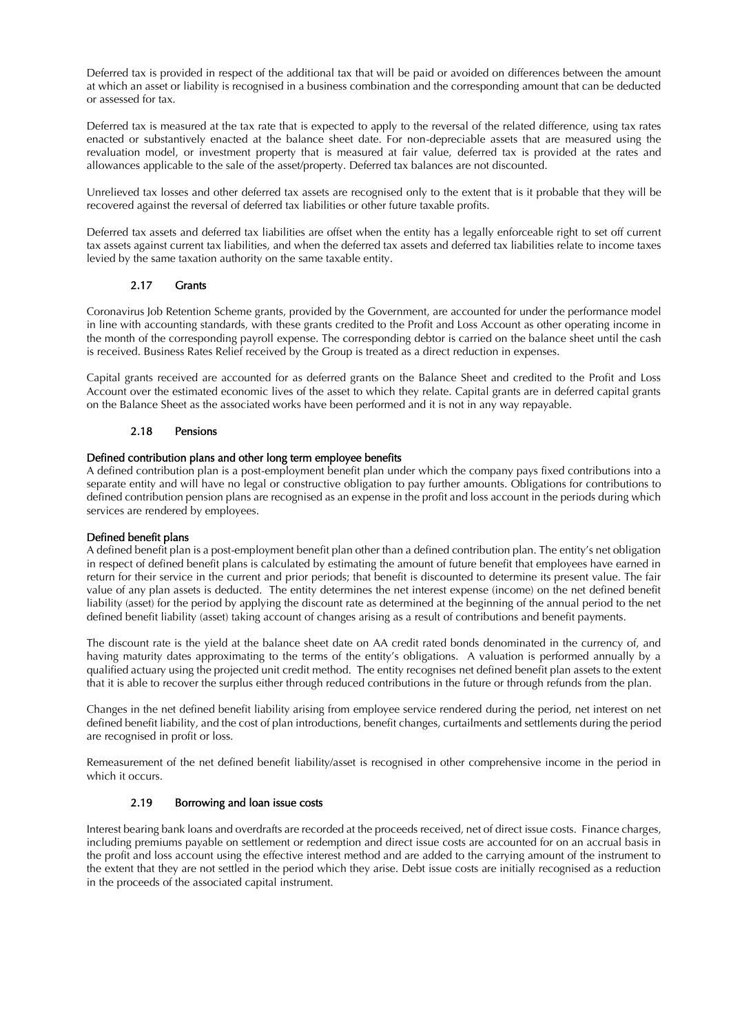Deferred tax is provided in respect of the additional tax that will be paid or avoided on differences between the amount at which an asset or liability is recognised in a business combination and the corresponding amount that can be deducted or assessed for tax.

Deferred tax is measured at the tax rate that is expected to apply to the reversal of the related difference, using tax rates enacted or substantively enacted at the balance sheet date. For non-depreciable assets that are measured using the revaluation model, or investment property that is measured at fair value, deferred tax is provided at the rates and allowances applicable to the sale of the asset/property. Deferred tax balances are not discounted.

Unrelieved tax losses and other deferred tax assets are recognised only to the extent that is it probable that they will be recovered against the reversal of deferred tax liabilities or other future taxable profits.

Deferred tax assets and deferred tax liabilities are offset when the entity has a legally enforceable right to set off current tax assets against current tax liabilities, and when the deferred tax assets and deferred tax liabilities relate to income taxes levied by the same taxation authority on the same taxable entity.

### 2.17 Grants

Coronavirus Job Retention Scheme grants, provided by the Government, are accounted for under the performance model in line with accounting standards, with these grants credited to the Profit and Loss Account as other operating income in the month of the corresponding payroll expense. The corresponding debtor is carried on the balance sheet until the cash is received. Business Rates Relief received by the Group is treated as a direct reduction in expenses.

Capital grants received are accounted for as deferred grants on the Balance Sheet and credited to the Profit and Loss Account over the estimated economic lives of the asset to which they relate. Capital grants are in deferred capital grants on the Balance Sheet as the associated works have been performed and it is not in any way repayable.

### 2.18 Pensions

**Defined contribution plans and other long term employee benefits**
A defined contribution plan is a post-employment benefit plan under which the company pays fixed contributions into a separate entity and will have no legal or constructive obligation to pay further amounts. Obligations for contributions to defined contribution pension plans are recognised as an expense in the profit and loss account in the periods during which services are rendered by employees.

**Defined benefit plans**
A defined benefit plan is a post-employment benefit plan other than a defined contribution plan. The entity's net obligation in respect of defined benefit plans is calculated by estimating the amount of future benefit that employees have earned in return for their service in the current and prior periods; that benefit is discounted to determine its present value. The fair value of any plan assets is deducted. The entity determines the net interest expense (income) on the net defined benefit liability (asset) for the period by applying the discount rate as determined at the beginning of the annual period to the net defined benefit liability (asset) taking account of changes arising as a result of contributions and benefit payments.

The discount rate is the yield at the balance sheet date on AA credit rated bonds denominated in the currency of, and having maturity dates approximating to the terms of the entity's obligations. A valuation is performed annually by a qualified actuary using the projected unit credit method. The entity recognises net defined benefit plan assets to the extent that it is able to recover the surplus either through reduced contributions in the future or through refunds from the plan.

Changes in the net defined benefit liability arising from employee service rendered during the period, net interest on net defined benefit liability, and the cost of plan introductions, benefit changes, curtailments and settlements during the period are recognised in profit or loss.

Remeasurement of the net defined benefit liability/asset is recognised in other comprehensive income in the period in which it occurs.

### 2.19 Borrowing and loan issue costs

Interest bearing bank loans and overdrafts are recorded at the proceeds received, net of direct issue costs. Finance charges, including premiums payable on settlement or redemption and direct issue costs are accounted for on an accrual basis in the profit and loss account using the effective interest method and are added to the carrying amount of the instrument to the extent that they are not settled in the period which they arise. Debt issue costs are initially recognised as a reduction in the proceeds of the associated capital instrument.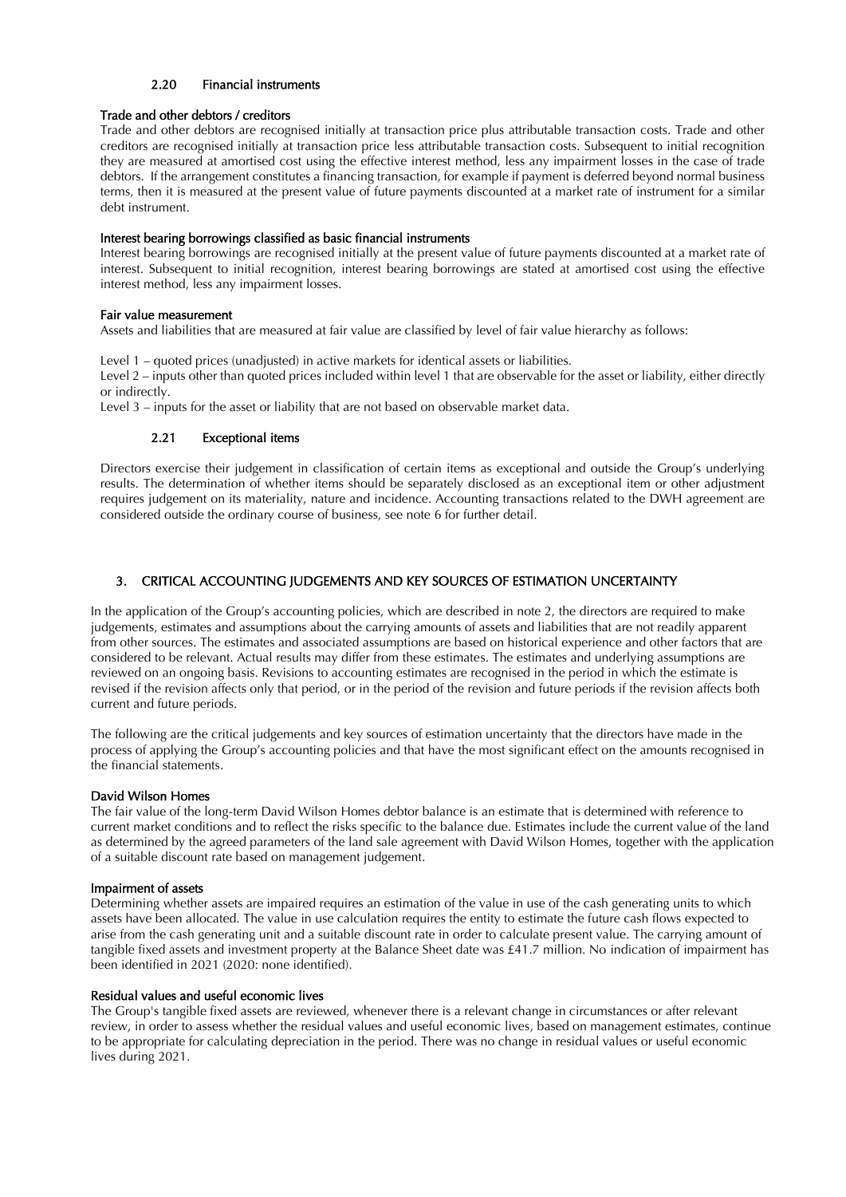### 2.20 Financial instruments

**Trade and other debtors / creditors**

Trade and other debtors are recognised initially at transaction price plus attributable transaction costs. Trade and other creditors are recognised initially at transaction price less attributable transaction costs. Subsequent to initial recognition they are measured at amortised cost using the effective interest method, less any impairment losses in the case of trade debtors. If the arrangement constitutes a financing transaction, for example if payment is deferred beyond normal business terms, then it is measured at the present value of future payments discounted at a market rate of instrument for a similar debt instrument.

**Interest bearing borrowings classified as basic financial instruments**

Interest bearing borrowings are recognised initially at the present value of future payments discounted at a market rate of interest. Subsequent to initial recognition, interest bearing borrowings are stated at amortised cost using the effective interest method, less any impairment losses.

**Fair value measurement**

Assets and liabilities that are measured at fair value are classified by level of fair value hierarchy as follows:

Level 1 – quoted prices (unadjusted) in active markets for identical assets or liabilities.
Level 2 – inputs other than quoted prices included within level 1 that are observable for the asset or liability, either directly or indirectly.
Level 3 – inputs for the asset or liability that are not based on observable market data.

### 2.21 Exceptional items

Directors exercise their judgement in classification of certain items as exceptional and outside the Group's underlying results. The determination of whether items should be separately disclosed as an exceptional item or other adjustment requires judgement on its materiality, nature and incidence. Accounting transactions related to the DWH agreement are considered outside the ordinary course of business, see note 6 for further detail.

## 3. CRITICAL ACCOUNTING JUDGEMENTS AND KEY SOURCES OF ESTIMATION UNCERTAINTY

In the application of the Group's accounting policies, which are described in note 2, the directors are required to make judgements, estimates and assumptions about the carrying amounts of assets and liabilities that are not readily apparent from other sources. The estimates and associated assumptions are based on historical experience and other factors that are considered to be relevant. Actual results may differ from these estimates. The estimates and underlying assumptions are reviewed on an ongoing basis. Revisions to accounting estimates are recognised in the period in which the estimate is revised if the revision affects only that period, or in the period of the revision and future periods if the revision affects both current and future periods.

The following are the critical judgements and key sources of estimation uncertainty that the directors have made in the process of applying the Group's accounting policies and that have the most significant effect on the amounts recognised in the financial statements.

**David Wilson Homes**

The fair value of the long-term David Wilson Homes debtor balance is an estimate that is determined with reference to current market conditions and to reflect the risks specific to the balance due. Estimates include the current value of the land as determined by the agreed parameters of the land sale agreement with David Wilson Homes, together with the application of a suitable discount rate based on management judgement.

**Impairment of assets**

Determining whether assets are impaired requires an estimation of the value in use of the cash generating units to which assets have been allocated. The value in use calculation requires the entity to estimate the future cash flows expected to arise from the cash generating unit and a suitable discount rate in order to calculate present value. The carrying amount of tangible fixed assets and investment property at the Balance Sheet date was £41.7 million. No indication of impairment has been identified in 2021 (2020: none identified).

**Residual values and useful economic lives**

The Group's tangible fixed assets are reviewed, whenever there is a relevant change in circumstances or after relevant review, in order to assess whether the residual values and useful economic lives, based on management estimates, continue to be appropriate for calculating depreciation in the period. There was no change in residual values or useful economic lives during 2021.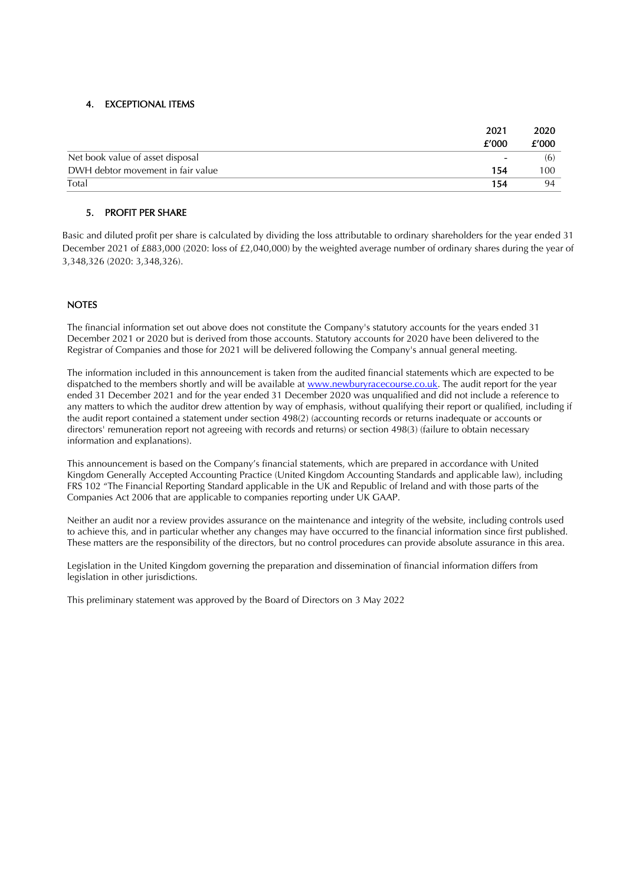## 4. EXCEPTIONAL ITEMS

| | 2021 | 2020 |
|---|---|---|
| | £'000 | £'000 |
| Net book value of asset disposal | - | (6) |
| DWH debtor movement in fair value | **154** | 100 |
| Total | **154** | 94 |

## 5. PROFIT PER SHARE

Basic and diluted profit per share is calculated by dividing the loss attributable to ordinary shareholders for the year ended 31 December 2021 of £883,000 (2020: loss of £2,040,000) by the weighted average number of ordinary shares during the year of 3,348,326 (2020: 3,348,326).

## NOTES

The financial information set out above does not constitute the Company's statutory accounts for the years ended 31 December 2021 or 2020 but is derived from those accounts. Statutory accounts for 2020 have been delivered to the Registrar of Companies and those for 2021 will be delivered following the Company's annual general meeting.

The information included in this announcement is taken from the audited financial statements which are expected to be dispatched to the members shortly and will be available at [www.newburyracecourse.co.uk](www.newburyracecourse.co.uk). The audit report for the year ended 31 December 2021 and for the year ended 31 December 2020 was unqualified and did not include a reference to any matters to which the auditor drew attention by way of emphasis, without qualifying their report or qualified, including if the audit report contained a statement under section 498(2) (accounting records or returns inadequate or accounts or directors' remuneration report not agreeing with records and returns) or section 498(3) (failure to obtain necessary information and explanations).

This announcement is based on the Company's financial statements, which are prepared in accordance with United Kingdom Generally Accepted Accounting Practice (United Kingdom Accounting Standards and applicable law), including FRS 102 "The Financial Reporting Standard applicable in the UK and Republic of Ireland and with those parts of the Companies Act 2006 that are applicable to companies reporting under UK GAAP.

Neither an audit nor a review provides assurance on the maintenance and integrity of the website, including controls used to achieve this, and in particular whether any changes may have occurred to the financial information since first published. These matters are the responsibility of the directors, but no control procedures can provide absolute assurance in this area.

Legislation in the United Kingdom governing the preparation and dissemination of financial information differs from legislation in other jurisdictions.

This preliminary statement was approved by the Board of Directors on 3 May 2022